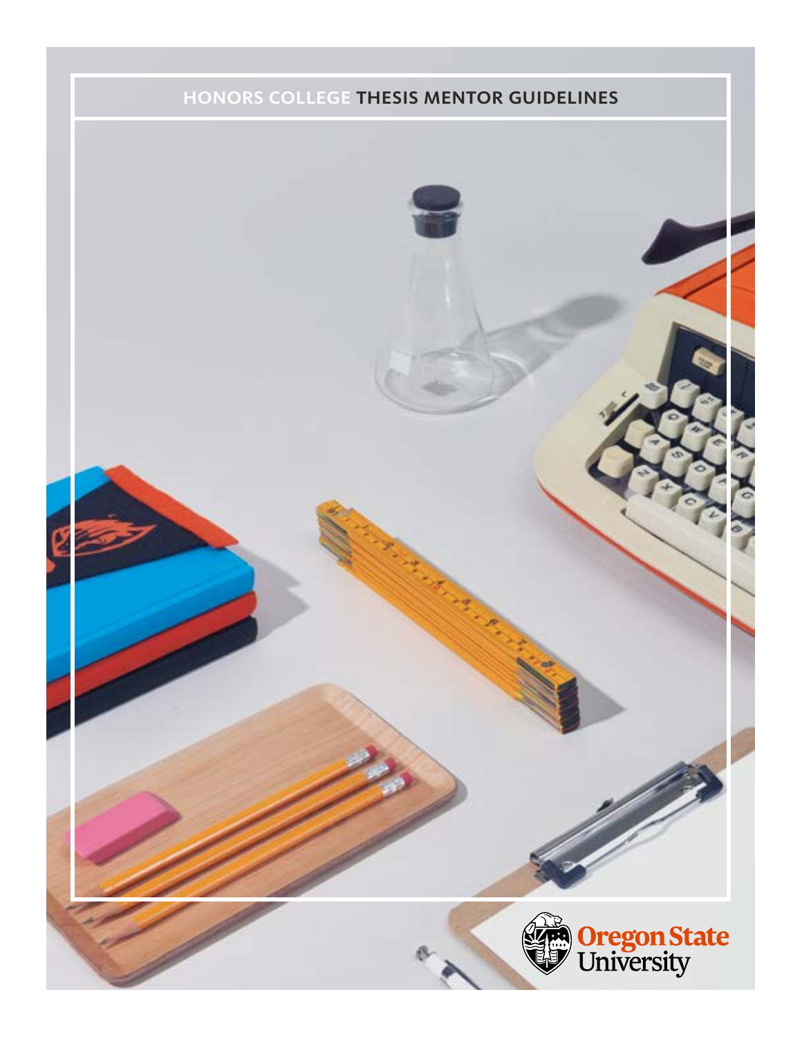# HONORS COLLEGE THESIS MENTOR GUIDELINES

Oregon State University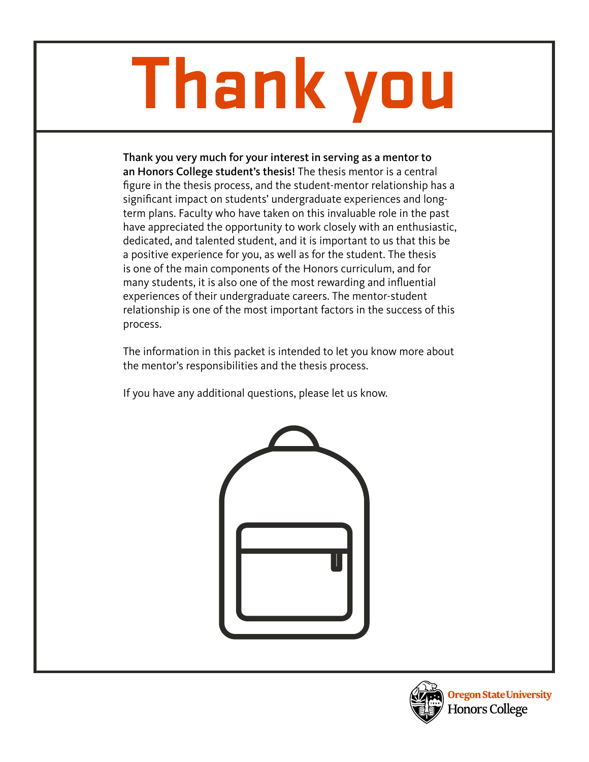# Thank you

**Thank you very much for your interest in serving as a mentor to an Honors College student's thesis!** The thesis mentor is a central figure in the thesis process, and the student-mentor relationship has a significant impact on students' undergraduate experiences and long-term plans. Faculty who have taken on this invaluable role in the past have appreciated the opportunity to work closely with an enthusiastic, dedicated, and talented student, and it is important to us that this be a positive experience for you, as well as for the student. The thesis is one of the main components of the Honors curriculum, and for many students, it is also one of the most rewarding and influential experiences of their undergraduate careers. The mentor-student relationship is one of the most important factors in the success of this process.

The information in this packet is intended to let you know more about the mentor's responsibilities and the thesis process.

If you have any additional questions, please let us know.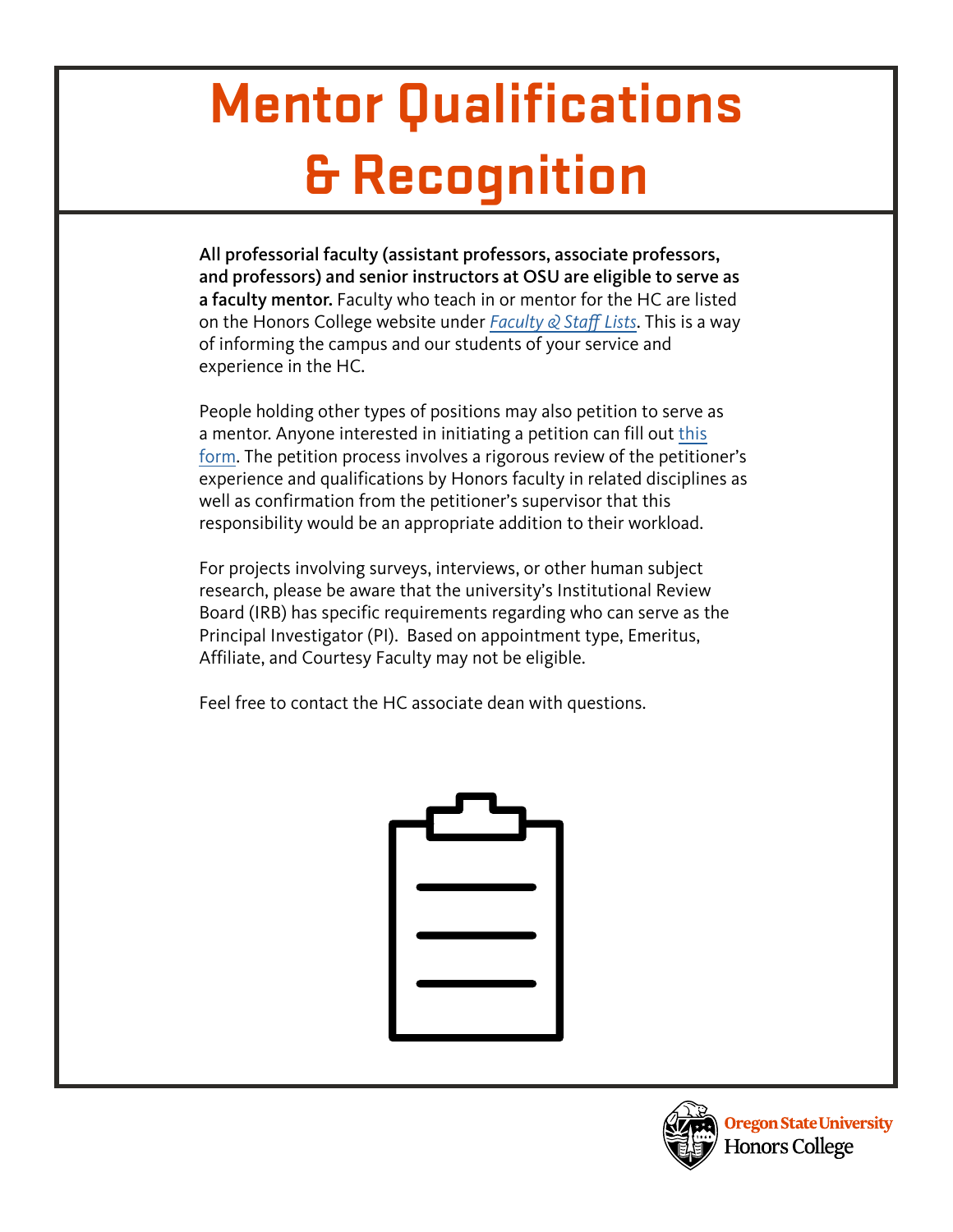# Mentor Qualifications & Recognition

**All professorial faculty (assistant professors, associate professors, and professors) and senior instructors at OSU are eligible to serve as a faculty mentor.** Faculty who teach in or mentor for the HC are listed on the Honors College website under *Faculty & Staff Lists*. This is a way of informing the campus and our students of your service and experience in the HC.

People holding other types of positions may also petition to serve as a mentor. Anyone interested in initiating a petition can fill out this form. The petition process involves a rigorous review of the petitioner's experience and qualifications by Honors faculty in related disciplines as well as confirmation from the petitioner's supervisor that this responsibility would be an appropriate addition to their workload.

For projects involving surveys, interviews, or other human subject research, please be aware that the university's Institutional Review Board (IRB) has specific requirements regarding who can serve as the Principal Investigator (PI). Based on appointment type, Emeritus, Affiliate, and Courtesy Faculty may not be eligible.

Feel free to contact the HC associate dean with questions.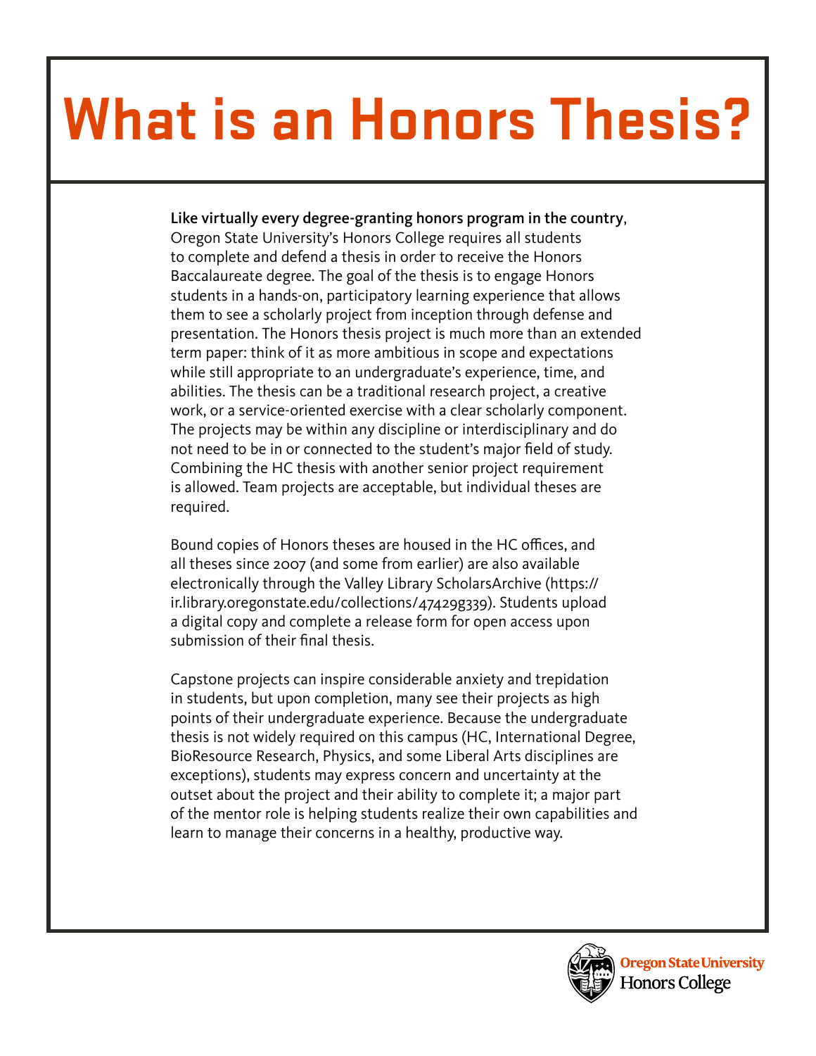# What is an Honors Thesis?

**Like virtually every degree-granting honors program in the country**, Oregon State University's Honors College requires all students to complete and defend a thesis in order to receive the Honors Baccalaureate degree. The goal of the thesis is to engage Honors students in a hands-on, participatory learning experience that allows them to see a scholarly project from inception through defense and presentation. The Honors thesis project is much more than an extended term paper: think of it as more ambitious in scope and expectations while still appropriate to an undergraduate's experience, time, and abilities. The thesis can be a traditional research project, a creative work, or a service-oriented exercise with a clear scholarly component. The projects may be within any discipline or interdisciplinary and do not need to be in or connected to the student's major field of study. Combining the HC thesis with another senior project requirement is allowed. Team projects are acceptable, but individual theses are required.

Bound copies of Honors theses are housed in the HC offices, and all theses since 2007 (and some from earlier) are also available electronically through the Valley Library ScholarsArchive (https://ir.library.oregonstate.edu/collections/47429g339). Students upload a digital copy and complete a release form for open access upon submission of their final thesis.

Capstone projects can inspire considerable anxiety and trepidation in students, but upon completion, many see their projects as high points of their undergraduate experience. Because the undergraduate thesis is not widely required on this campus (HC, International Degree, BioResource Research, Physics, and some Liberal Arts disciplines are exceptions), students may express concern and uncertainty at the outset about the project and their ability to complete it; a major part of the mentor role is helping students realize their own capabilities and learn to manage their concerns in a healthy, productive way.

Oregon State University Honors College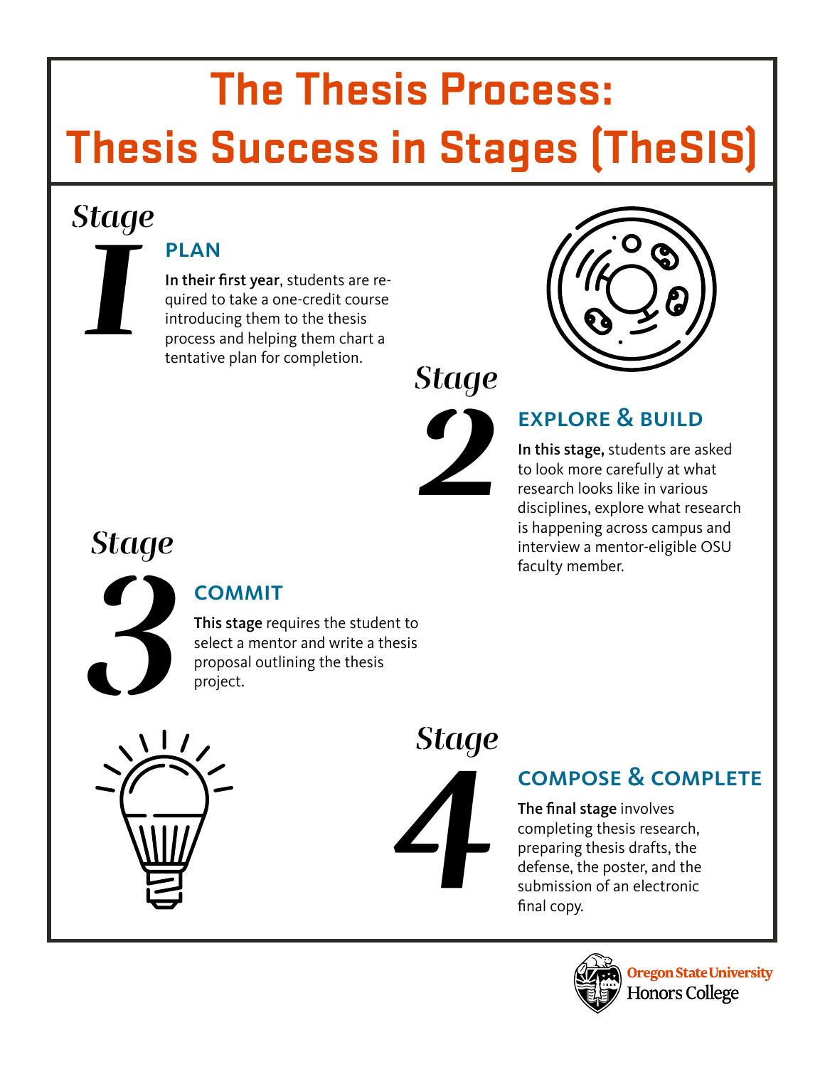# The Thesis Process: Thesis Success in Stages (TheSIS)

## Stage I

### PLAN

**In their first year**, students are required to take a one-credit course introducing them to the thesis process and helping them chart a tentative plan for completion.

## Stage 2

### EXPLORE & BUILD

**In this stage,** students are asked to look more carefully at what research looks like in various disciplines, explore what research is happening across campus and interview a mentor-eligible OSU faculty member.

## Stage 3

### COMMIT

**This stage** requires the student to select a mentor and write a thesis proposal outlining the thesis project.

## Stage 4

### COMPOSE & COMPLETE

**The final stage** involves completing thesis research, preparing thesis drafts, the defense, the poster, and the submission of an electronic final copy.

Oregon State University
Honors College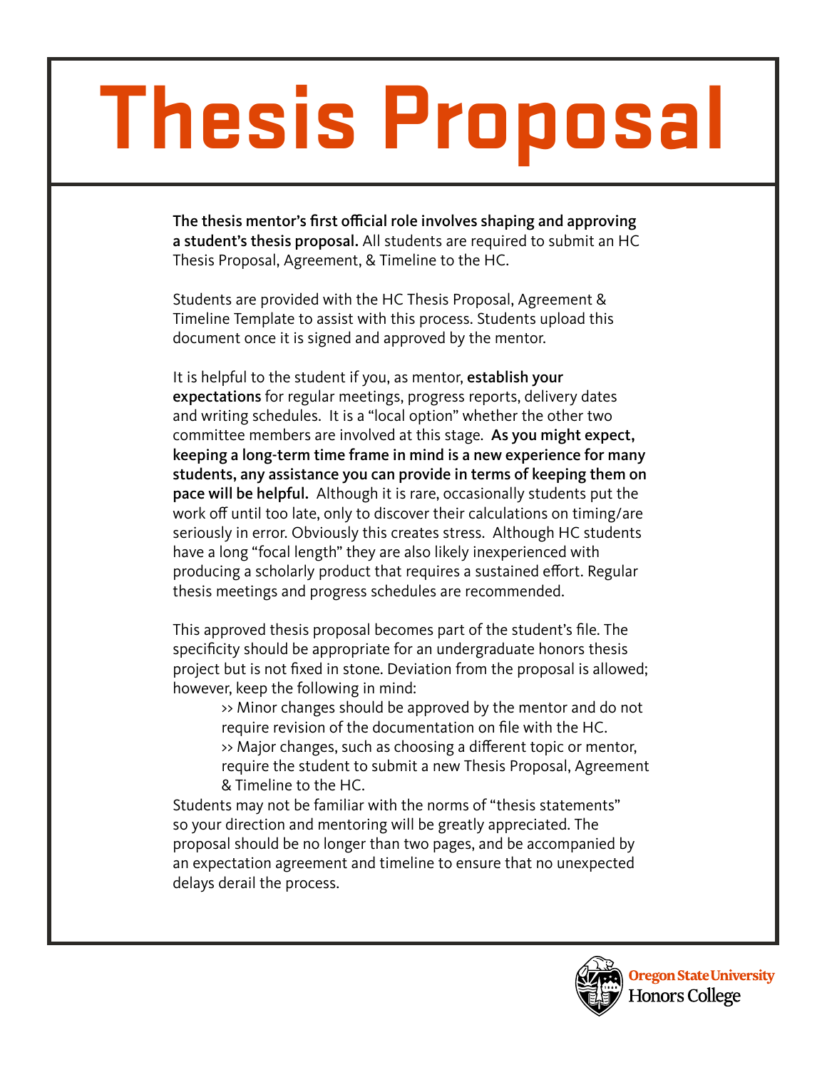# Thesis Proposal

**The thesis mentor's first official role involves shaping and approving a student's thesis proposal.** All students are required to submit an HC Thesis Proposal, Agreement, & Timeline to the HC.

Students are provided with the HC Thesis Proposal, Agreement & Timeline Template to assist with this process. Students upload this document once it is signed and approved by the mentor.

It is helpful to the student if you, as mentor, **establish your expectations** for regular meetings, progress reports, delivery dates and writing schedules. It is a "local option" whether the other two committee members are involved at this stage. **As you might expect, keeping a long-term time frame in mind is a new experience for many students, any assistance you can provide in terms of keeping them on pace will be helpful.** Although it is rare, occasionally students put the work off until too late, only to discover their calculations on timing/are seriously in error. Obviously this creates stress. Although HC students have a long "focal length" they are also likely inexperienced with producing a scholarly product that requires a sustained effort. Regular thesis meetings and progress schedules are recommended.

This approved thesis proposal becomes part of the student's file. The specificity should be appropriate for an undergraduate honors thesis project but is not fixed in stone. Deviation from the proposal is allowed; however, keep the following in mind:

> >> Minor changes should be approved by the mentor and do not require revision of the documentation on file with the HC.
>
> >> Major changes, such as choosing a different topic or mentor, require the student to submit a new Thesis Proposal, Agreement & Timeline to the HC.

Students may not be familiar with the norms of "thesis statements" so your direction and mentoring will be greatly appreciated. The proposal should be no longer than two pages, and be accompanied by an expectation agreement and timeline to ensure that no unexpected delays derail the process.

Oregon State University
Honors College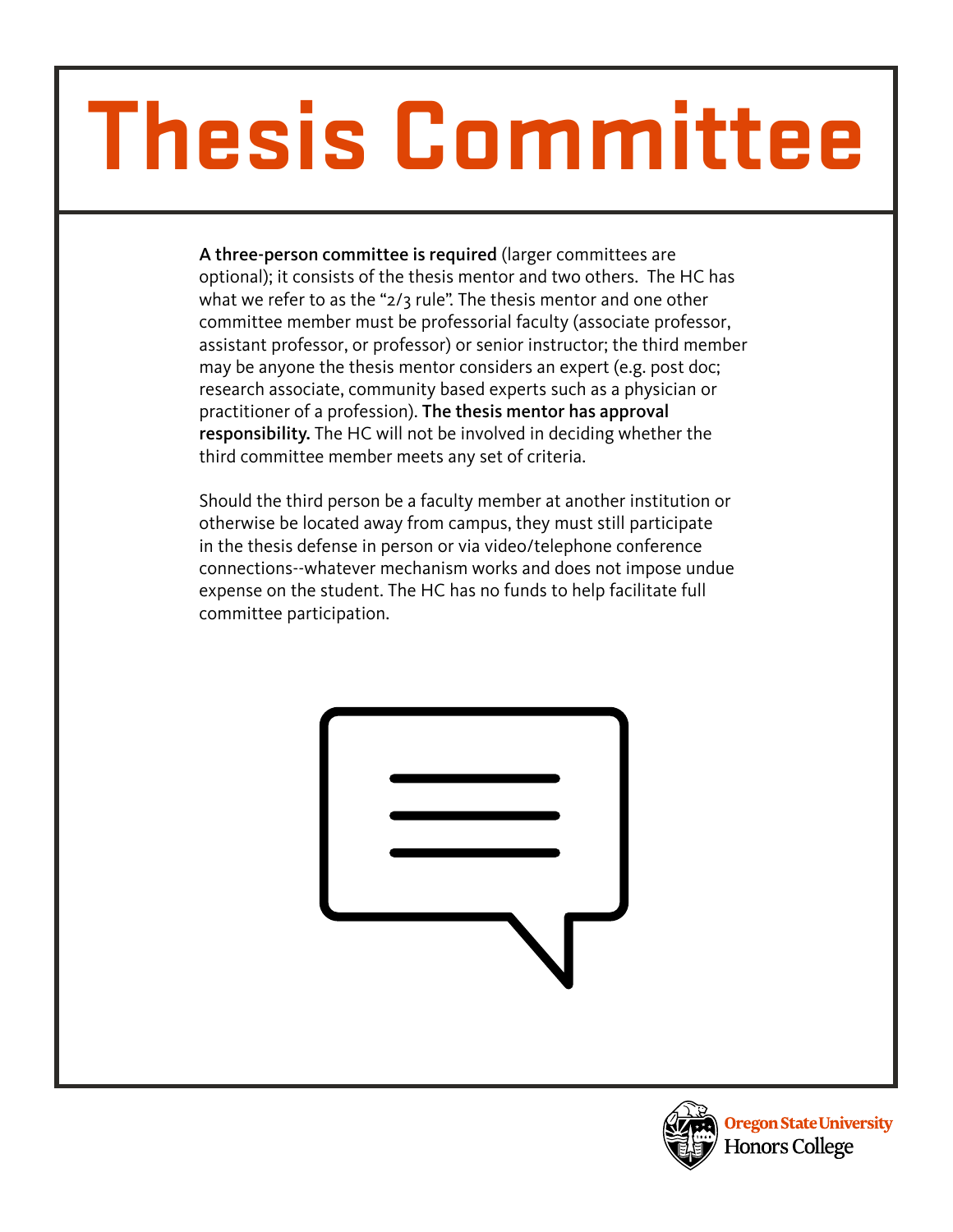# Thesis Committee

**A three-person committee is required** (larger committees are optional); it consists of the thesis mentor and two others. The HC has what we refer to as the "2/3 rule". The thesis mentor and one other committee member must be professorial faculty (associate professor, assistant professor, or professor) or senior instructor; the third member may be anyone the thesis mentor considers an expert (e.g. post doc; research associate, community based experts such as a physician or practitioner of a profession). **The thesis mentor has approval responsibility.** The HC will not be involved in deciding whether the third committee member meets any set of criteria.

Should the third person be a faculty member at another institution or otherwise be located away from campus, they must still participate in the thesis defense in person or via video/telephone conference connections--whatever mechanism works and does not impose undue expense on the student. The HC has no funds to help facilitate full committee participation.

Oregon State University Honors College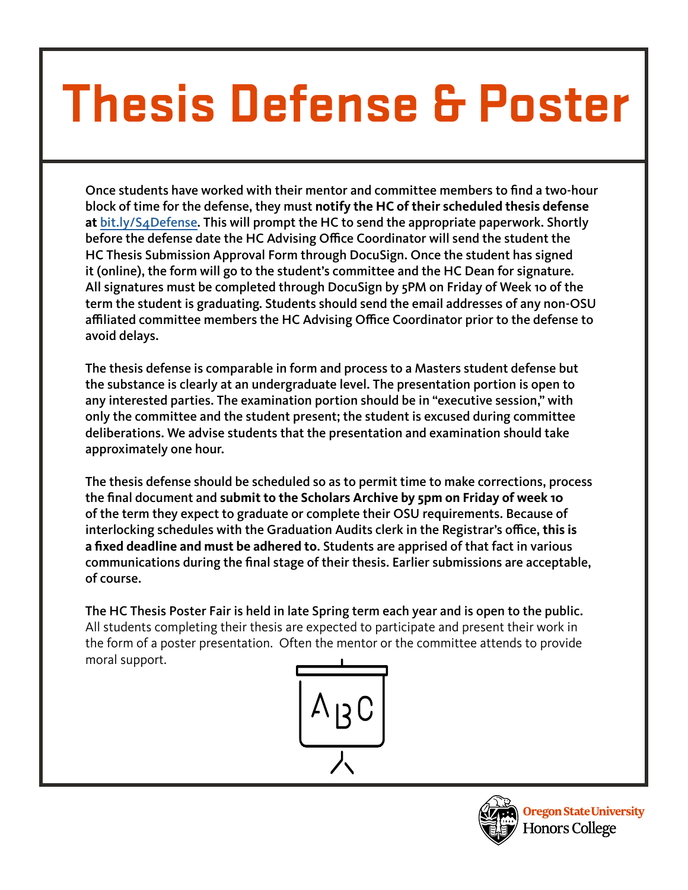# Thesis Defense & Poster

Once students have worked with their mentor and committee members to find a two-hour block of time for the defense, they must **notify the HC of their scheduled thesis defense at bit.ly/S4Defense**. This will prompt the HC to send the appropriate paperwork. Shortly before the defense date the HC Advising Office Coordinator will send the student the HC Thesis Submission Approval Form through DocuSign. Once the student has signed it (online), the form will go to the student's committee and the HC Dean for signature. All signatures must be completed through DocuSign by 5PM on Friday of Week 10 of the term the student is graduating. Students should send the email addresses of any non-OSU affiliated committee members the HC Advising Office Coordinator prior to the defense to avoid delays.

The thesis defense is comparable in form and process to a Masters student defense but the substance is clearly at an undergraduate level. The presentation portion is open to any interested parties. The examination portion should be in "executive session," with only the committee and the student present; the student is excused during committee deliberations. We advise students that the presentation and examination should take approximately one hour.

The thesis defense should be scheduled so as to permit time to make corrections, process the final document and **submit to the Scholars Archive by 5pm on Friday of week 10** of the term they expect to graduate or complete their OSU requirements. Because of interlocking schedules with the Graduation Audits clerk in the Registrar's office, **this is a fixed deadline and must be adhered to**. Students are apprised of that fact in various communications during the final stage of their thesis. Earlier submissions are acceptable, of course.

**The HC Thesis Poster Fair is held in late Spring term each year and is open to the public.** All students completing their thesis are expected to participate and present their work in the form of a poster presentation. Often the mentor or the committee attends to provide moral support.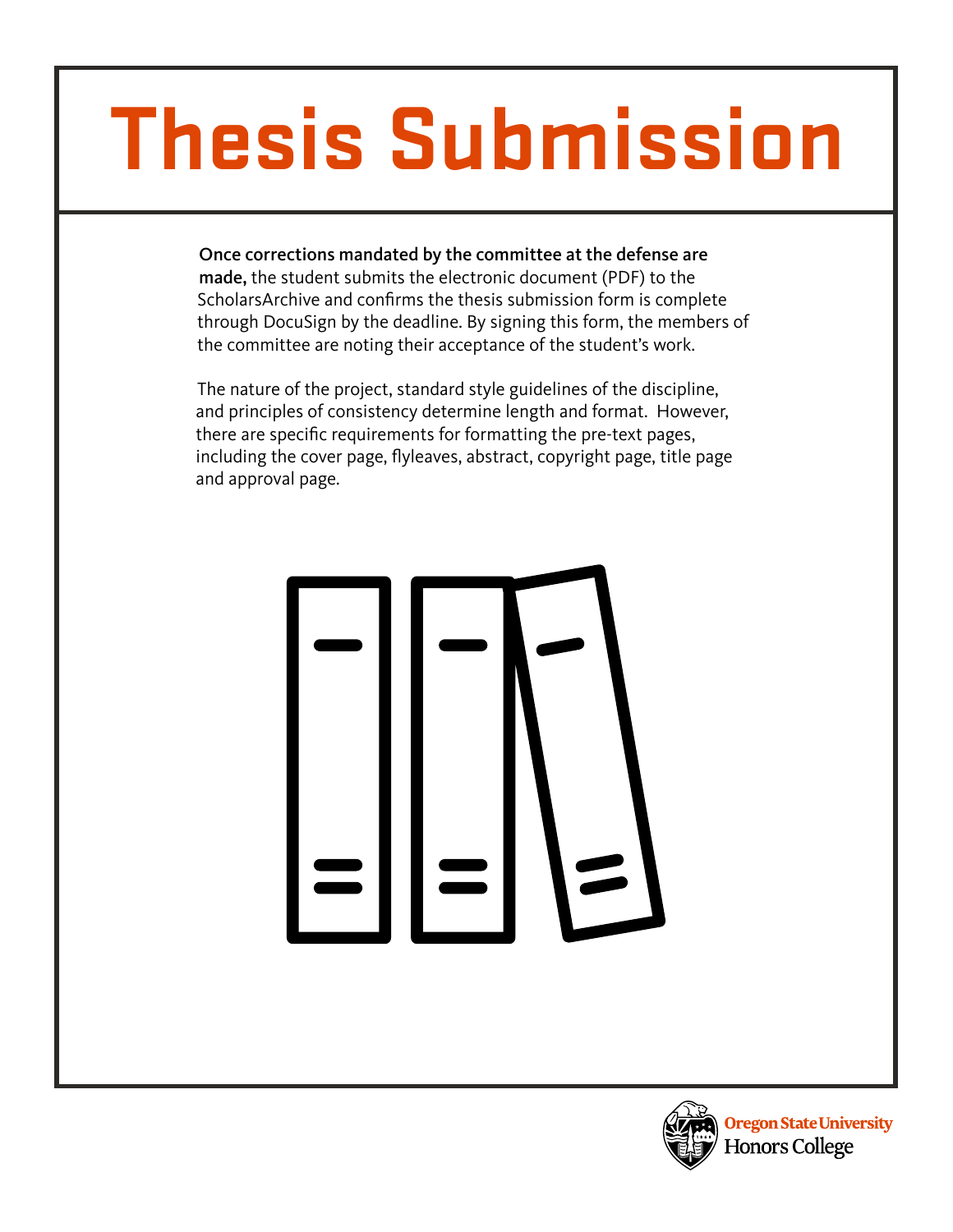# Thesis Submission

**Once corrections mandated by the committee at the defense are made,** the student submits the electronic document (PDF) to the ScholarsArchive and confirms the thesis submission form is complete through DocuSign by the deadline. By signing this form, the members of the committee are noting their acceptance of the student's work.

The nature of the project, standard style guidelines of the discipline, and principles of consistency determine length and format. However, there are specific requirements for formatting the pre-text pages, including the cover page, flyleaves, abstract, copyright page, title page and approval page.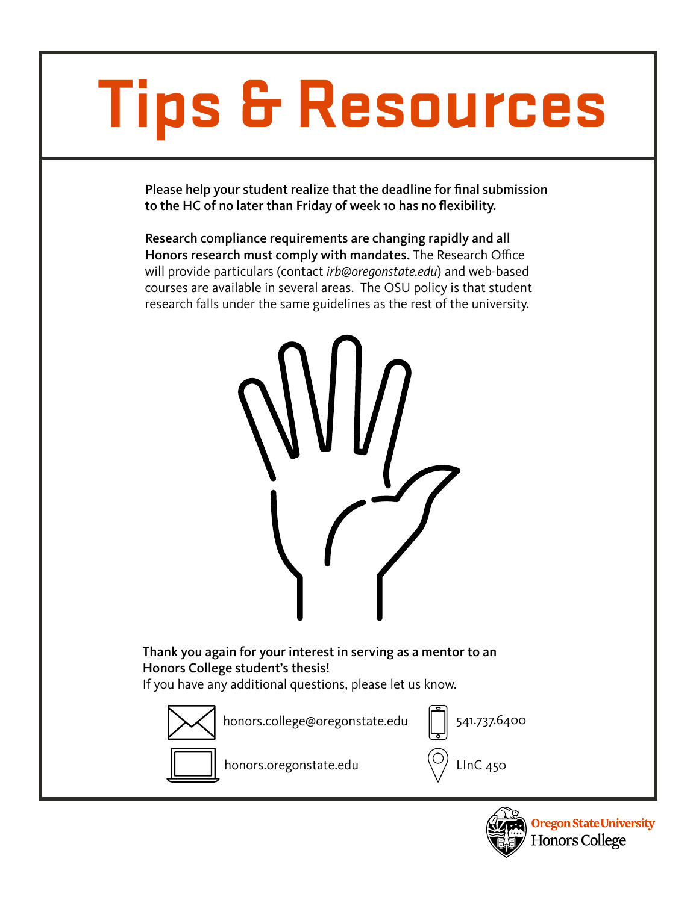# Tips & Resources

**Please help your student realize that the deadline for final submission to the HC of no later than Friday of week 10 has no flexibility.**

**Research compliance requirements are changing rapidly and all Honors research must comply with mandates.** The Research Office will provide particulars (contact *irb@oregonstate.edu*) and web-based courses are available in several areas. The OSU policy is that student research falls under the same guidelines as the rest of the university.

**Thank you again for your interest in serving as a mentor to an Honors College student's thesis!**
If you have any additional questions, please let us know.

honors.college@oregonstate.edu

541.737.6400

honors.oregonstate.edu

LInC 450

Oregon State University
Honors College